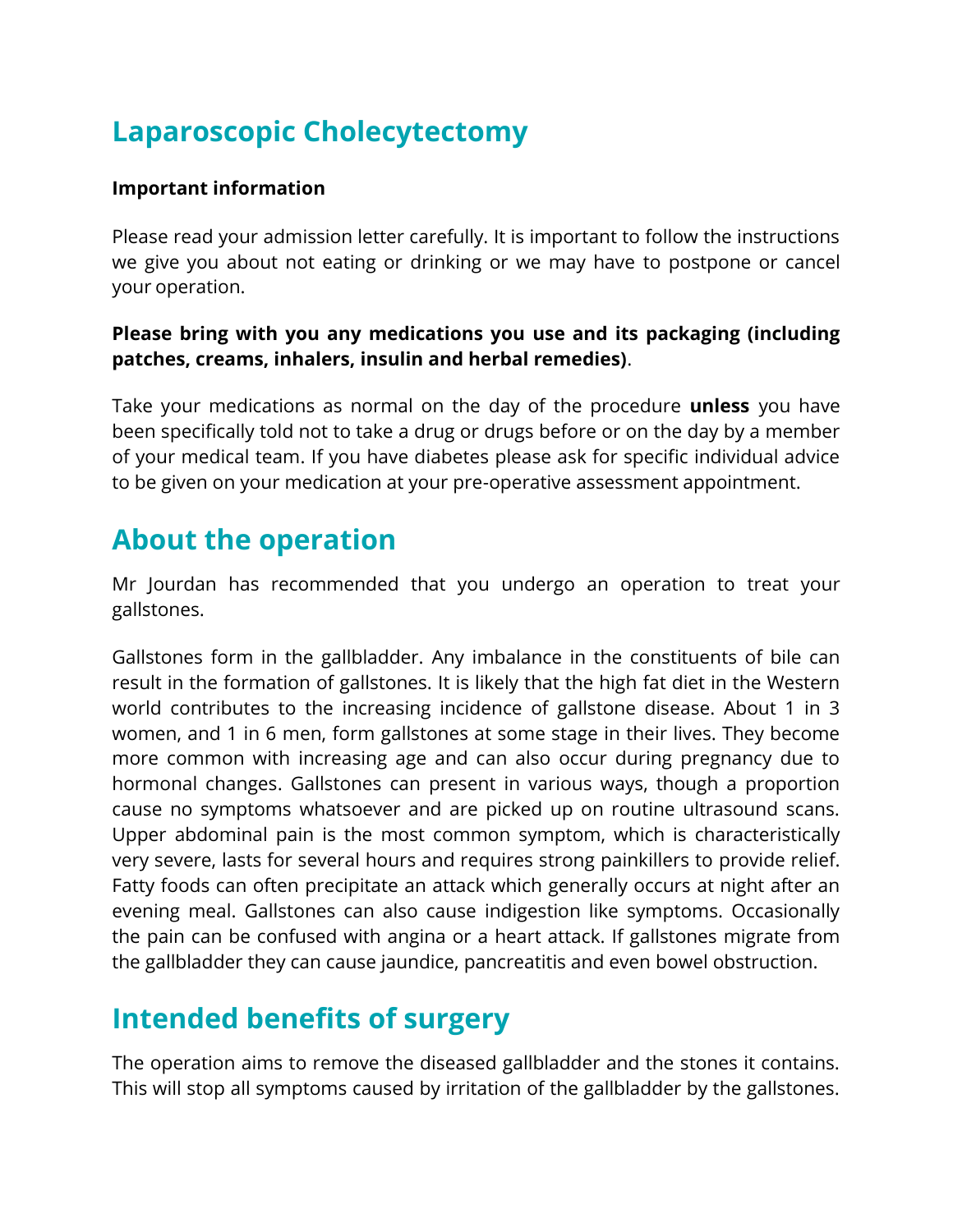# Laparoscopic Cholecytectomy

**Important information**

Please read your admission letter carefully. It is important to follow the instructions we give you about not eating or drinking or we may have to postpone or cancel your operation.

**Please bring with you any medications you use and its packaging (including patches, creams, inhalers, insulin and herbal remedies)**.

Take your medications as normal on the day of the procedure **unless** you have been specifically told not to take a drug or drugs before or on the day by a member of your medical team. If you have diabetes please ask for specific individual advice to be given on your medication at your pre-operative assessment appointment.

## About the operation

Mr Jourdan has recommended that you undergo an operation to treat your gallstones.

Gallstones form in the gallbladder. Any imbalance in the constituents of bile can result in the formation of gallstones. It is likely that the high fat diet in the Western world contributes to the increasing incidence of gallstone disease. About 1 in 3 women, and 1 in 6 men, form gallstones at some stage in their lives. They become more common with increasing age and can also occur during pregnancy due to hormonal changes. Gallstones can present in various ways, though a proportion cause no symptoms whatsoever and are picked up on routine ultrasound scans. Upper abdominal pain is the most common symptom, which is characteristically very severe, lasts for several hours and requires strong painkillers to provide relief. Fatty foods can often precipitate an attack which generally occurs at night after an evening meal. Gallstones can also cause indigestion like symptoms. Occasionally the pain can be confused with angina or a heart attack. If gallstones migrate from the gallbladder they can cause jaundice, pancreatitis and even bowel obstruction.

## Intended benefits of surgery

The operation aims to remove the diseased gallbladder and the stones it contains. This will stop all symptoms caused by irritation of the gallbladder by the gallstones.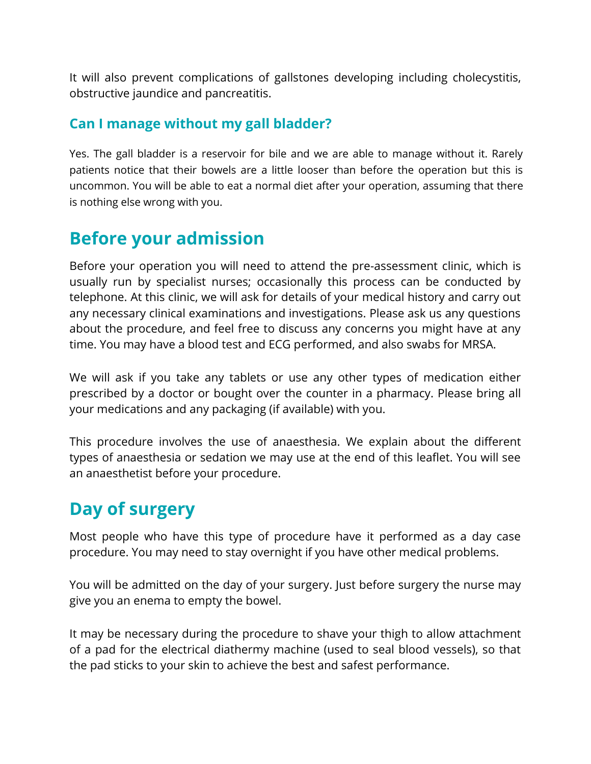It will also prevent complications of gallstones developing including cholecystitis, obstructive jaundice and pancreatitis.

### Can I manage without my gall bladder?

Yes. The gall bladder is a reservoir for bile and we are able to manage without it. Rarely patients notice that their bowels are a little looser than before the operation but this is uncommon. You will be able to eat a normal diet after your operation, assuming that there is nothing else wrong with you.

## Before your admission

Before your operation you will need to attend the pre-assessment clinic, which is usually run by specialist nurses; occasionally this process can be conducted by telephone. At this clinic, we will ask for details of your medical history and carry out any necessary clinical examinations and investigations. Please ask us any questions about the procedure, and feel free to discuss any concerns you might have at any time. You may have a blood test and ECG performed, and also swabs for MRSA.

We will ask if you take any tablets or use any other types of medication either prescribed by a doctor or bought over the counter in a pharmacy. Please bring all your medications and any packaging (if available) with you.

This procedure involves the use of anaesthesia. We explain about the different types of anaesthesia or sedation we may use at the end of this leaflet. You will see an anaesthetist before your procedure.

## Day of surgery

Most people who have this type of procedure have it performed as a day case procedure. You may need to stay overnight if you have other medical problems.

You will be admitted on the day of your surgery. Just before surgery the nurse may give you an enema to empty the bowel.

It may be necessary during the procedure to shave your thigh to allow attachment of a pad for the electrical diathermy machine (used to seal blood vessels), so that the pad sticks to your skin to achieve the best and safest performance.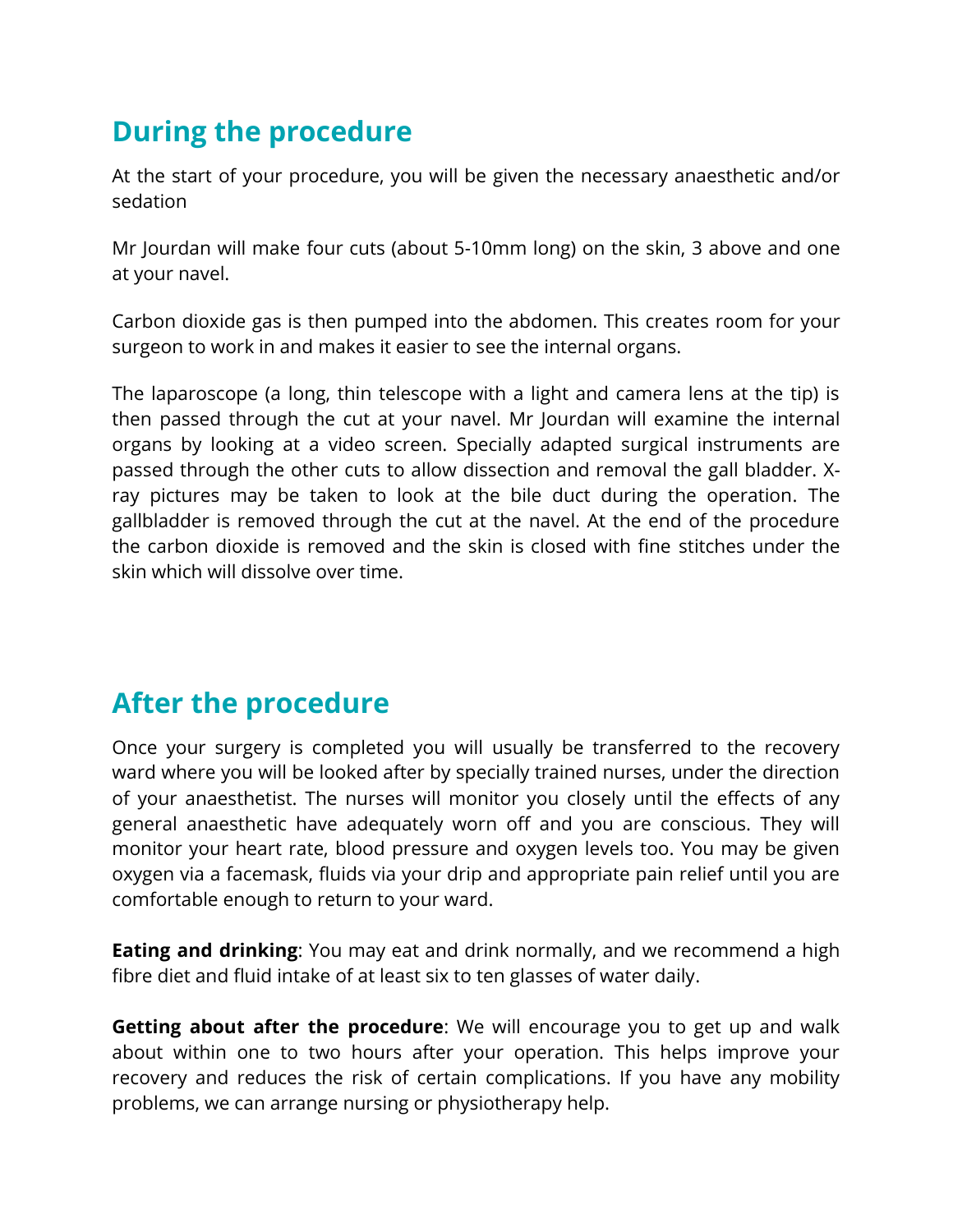## During the procedure

At the start of your procedure, you will be given the necessary anaesthetic and/or sedation

Mr Jourdan will make four cuts (about 5-10mm long) on the skin, 3 above and one at your navel.

Carbon dioxide gas is then pumped into the abdomen. This creates room for your surgeon to work in and makes it easier to see the internal organs.

The laparoscope (a long, thin telescope with a light and camera lens at the tip) is then passed through the cut at your navel. Mr Jourdan will examine the internal organs by looking at a video screen. Specially adapted surgical instruments are passed through the other cuts to allow dissection and removal the gall bladder. X-ray pictures may be taken to look at the bile duct during the operation. The gallbladder is removed through the cut at the navel. At the end of the procedure the carbon dioxide is removed and the skin is closed with fine stitches under the skin which will dissolve over time.

## After the procedure

Once your surgery is completed you will usually be transferred to the recovery ward where you will be looked after by specially trained nurses, under the direction of your anaesthetist. The nurses will monitor you closely until the effects of any general anaesthetic have adequately worn off and you are conscious. They will monitor your heart rate, blood pressure and oxygen levels too. You may be given oxygen via a facemask, fluids via your drip and appropriate pain relief until you are comfortable enough to return to your ward.

**Eating and drinking**: You may eat and drink normally, and we recommend a high fibre diet and fluid intake of at least six to ten glasses of water daily.

**Getting about after the procedure**: We will encourage you to get up and walk about within one to two hours after your operation. This helps improve your recovery and reduces the risk of certain complications. If you have any mobility problems, we can arrange nursing or physiotherapy help.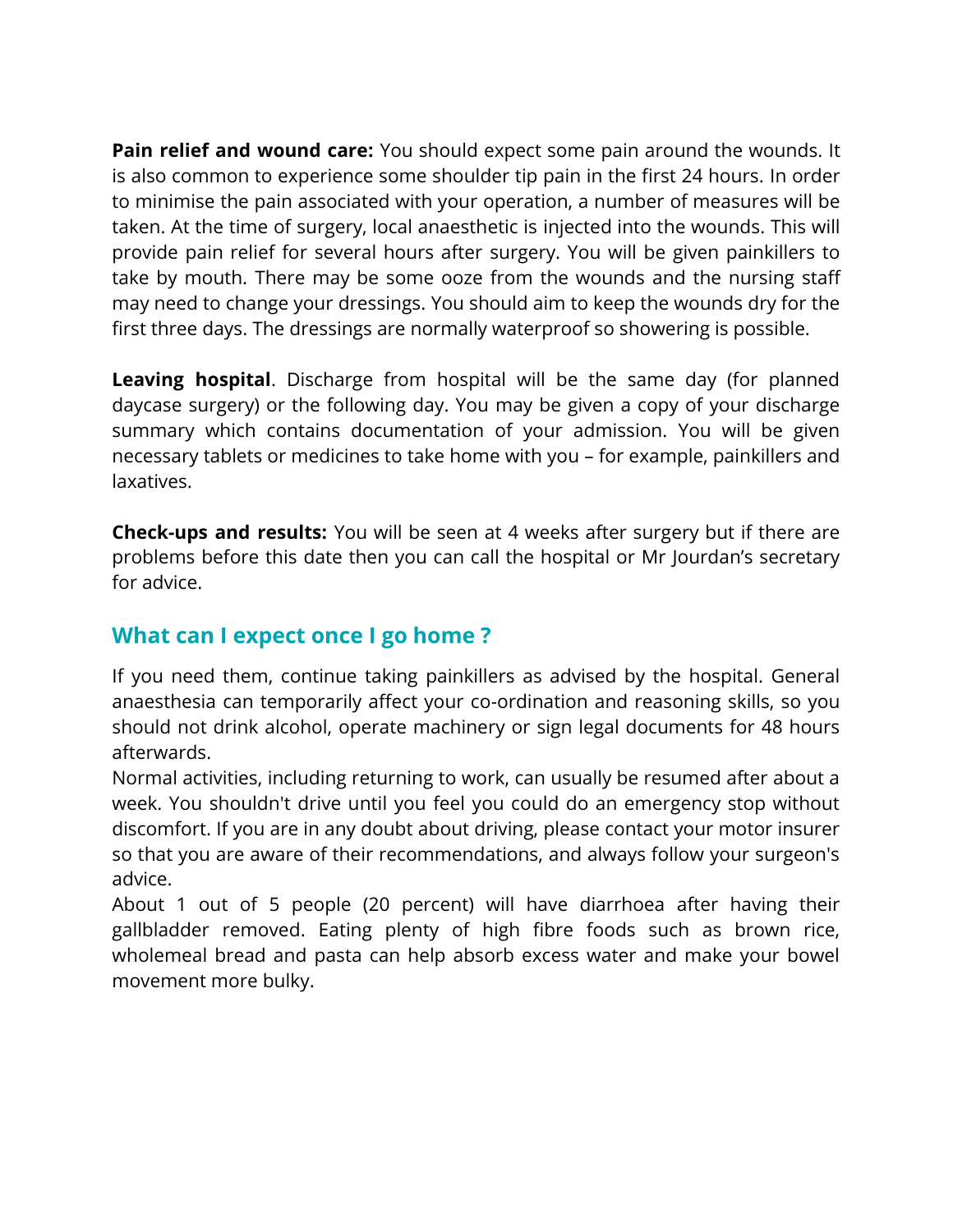**Pain relief and wound care:** You should expect some pain around the wounds. It is also common to experience some shoulder tip pain in the first 24 hours. In order to minimise the pain associated with your operation, a number of measures will be taken. At the time of surgery, local anaesthetic is injected into the wounds. This will provide pain relief for several hours after surgery. You will be given painkillers to take by mouth. There may be some ooze from the wounds and the nursing staff may need to change your dressings. You should aim to keep the wounds dry for the first three days. The dressings are normally waterproof so showering is possible.

**Leaving hospital**. Discharge from hospital will be the same day (for planned daycase surgery) or the following day. You may be given a copy of your discharge summary which contains documentation of your admission. You will be given necessary tablets or medicines to take home with you – for example, painkillers and laxatives.

**Check-ups and results:** You will be seen at 4 weeks after surgery but if there are problems before this date then you can call the hospital or Mr Jourdan's secretary for advice.

## What can I expect once I go home ?

If you need them, continue taking painkillers as advised by the hospital. General anaesthesia can temporarily affect your co-ordination and reasoning skills, so you should not drink alcohol, operate machinery or sign legal documents for 48 hours afterwards.

Normal activities, including returning to work, can usually be resumed after about a week. You shouldn't drive until you feel you could do an emergency stop without discomfort. If you are in any doubt about driving, please contact your motor insurer so that you are aware of their recommendations, and always follow your surgeon's advice.

About 1 out of 5 people (20 percent) will have diarrhoea after having their gallbladder removed. Eating plenty of high fibre foods such as brown rice, wholemeal bread and pasta can help absorb excess water and make your bowel movement more bulky.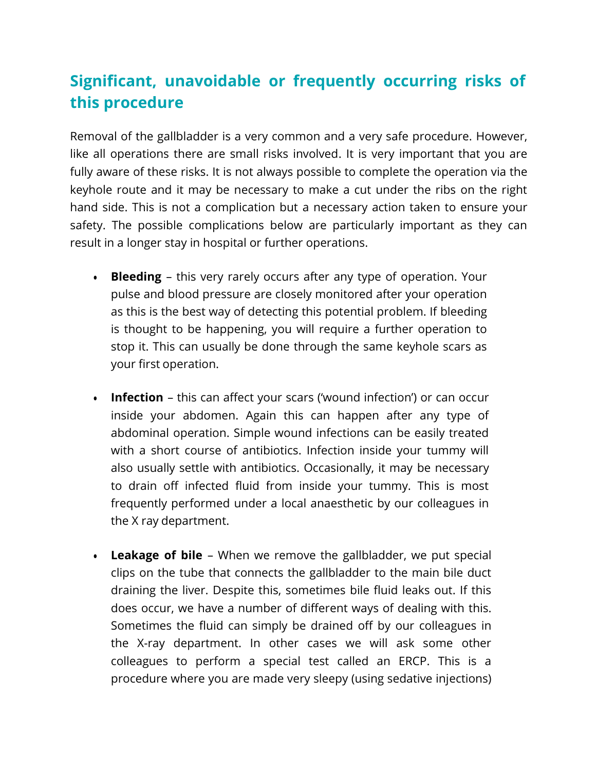## Significant, unavoidable or frequently occurring risks of this procedure

Removal of the gallbladder is a very common and a very safe procedure. However, like all operations there are small risks involved. It is very important that you are fully aware of these risks. It is not always possible to complete the operation via the keyhole route and it may be necessary to make a cut under the ribs on the right hand side. This is not a complication but a necessary action taken to ensure your safety. The possible complications below are particularly important as they can result in a longer stay in hospital or further operations.

- **Bleeding** – this very rarely occurs after any type of operation. Your pulse and blood pressure are closely monitored after your operation as this is the best way of detecting this potential problem. If bleeding is thought to be happening, you will require a further operation to stop it. This can usually be done through the same keyhole scars as your first operation.

- **Infection** – this can affect your scars ('wound infection') or can occur inside your abdomen. Again this can happen after any type of abdominal operation. Simple wound infections can be easily treated with a short course of antibiotics. Infection inside your tummy will also usually settle with antibiotics. Occasionally, it may be necessary to drain off infected fluid from inside your tummy. This is most frequently performed under a local anaesthetic by our colleagues in the X ray department.

- **Leakage of bile** – When we remove the gallbladder, we put special clips on the tube that connects the gallbladder to the main bile duct draining the liver. Despite this, sometimes bile fluid leaks out. If this does occur, we have a number of different ways of dealing with this. Sometimes the fluid can simply be drained off by our colleagues in the X-ray department. In other cases we will ask some other colleagues to perform a special test called an ERCP. This is a procedure where you are made very sleepy (using sedative injections)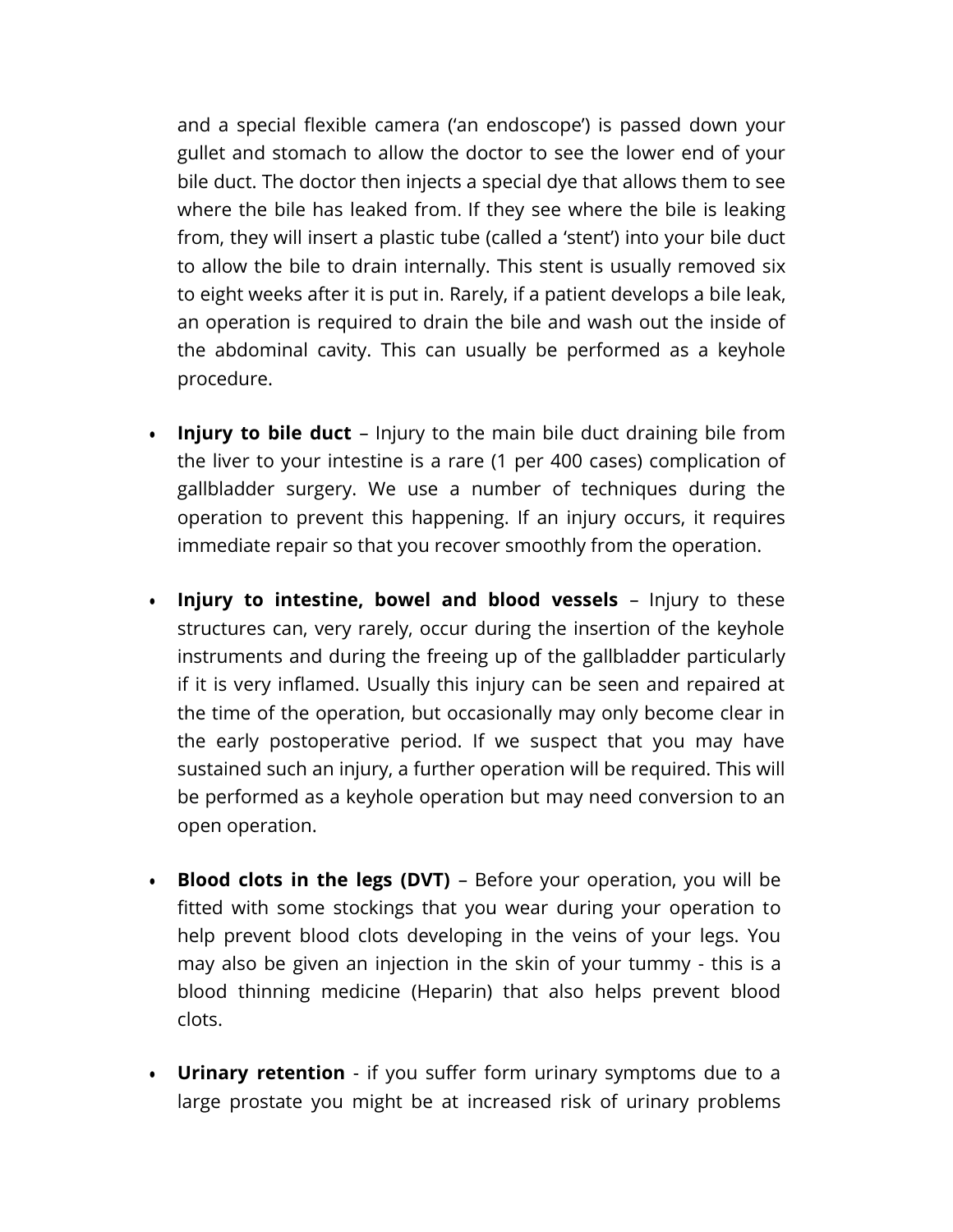and a special flexible camera (‘an endoscope’) is passed down your gullet and stomach to allow the doctor to see the lower end of your bile duct. The doctor then injects a special dye that allows them to see where the bile has leaked from. If they see where the bile is leaking from, they will insert a plastic tube (called a ‘stent’) into your bile duct to allow the bile to drain internally. This stent is usually removed six to eight weeks after it is put in. Rarely, if a patient develops a bile leak, an operation is required to drain the bile and wash out the inside of the abdominal cavity. This can usually be performed as a keyhole procedure.

- **Injury to bile duct** – Injury to the main bile duct draining bile from the liver to your intestine is a rare (1 per 400 cases) complication of gallbladder surgery. We use a number of techniques during the operation to prevent this happening. If an injury occurs, it requires immediate repair so that you recover smoothly from the operation.

- **Injury to intestine, bowel and blood vessels** – Injury to these structures can, very rarely, occur during the insertion of the keyhole instruments and during the freeing up of the gallbladder particularly if it is very inflamed. Usually this injury can be seen and repaired at the time of the operation, but occasionally may only become clear in the early postoperative period. If we suspect that you may have sustained such an injury, a further operation will be required. This will be performed as a keyhole operation but may need conversion to an open operation.

- **Blood clots in the legs (DVT)** – Before your operation, you will be fitted with some stockings that you wear during your operation to help prevent blood clots developing in the veins of your legs. You may also be given an injection in the skin of your tummy - this is a blood thinning medicine (Heparin) that also helps prevent blood clots.

- **Urinary retention** - if you suffer form urinary symptoms due to a large prostate you might be at increased risk of urinary problems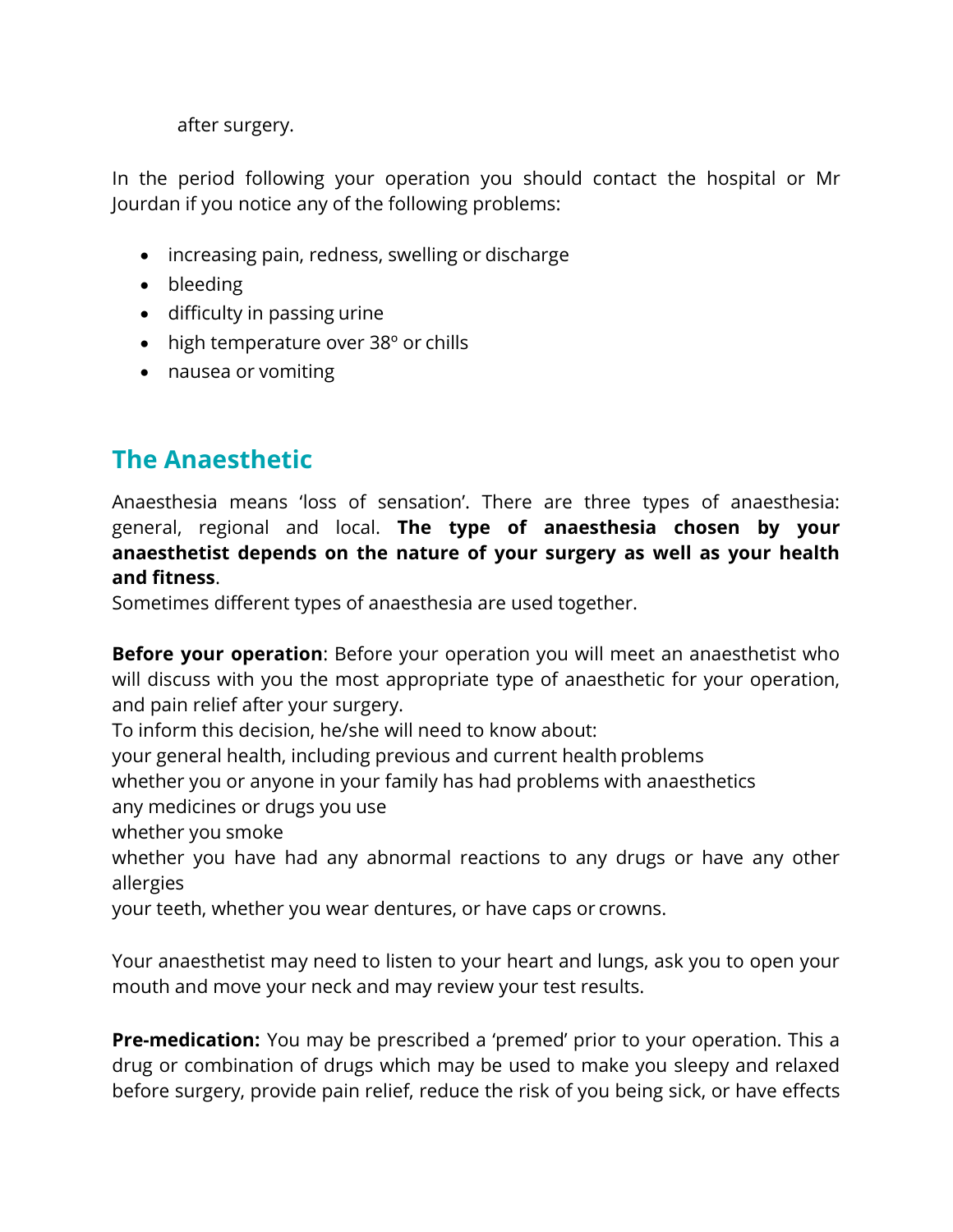after surgery.

In the period following your operation you should contact the hospital or Mr Jourdan if you notice any of the following problems:

- increasing pain, redness, swelling or discharge
- bleeding
- difficulty in passing urine
- high temperature over 38º or chills
- nausea or vomiting

## The Anaesthetic

Anaesthesia means 'loss of sensation'. There are three types of anaesthesia: general, regional and local. **The type of anaesthesia chosen by your anaesthetist depends on the nature of your surgery as well as your health and fitness**.
Sometimes different types of anaesthesia are used together.

**Before your operation**: Before your operation you will meet an anaesthetist who will discuss with you the most appropriate type of anaesthetic for your operation, and pain relief after your surgery.
To inform this decision, he/she will need to know about:
your general health, including previous and current health problems
whether you or anyone in your family has had problems with anaesthetics
any medicines or drugs you use
whether you smoke
whether you have had any abnormal reactions to any drugs or have any other allergies
your teeth, whether you wear dentures, or have caps or crowns.

Your anaesthetist may need to listen to your heart and lungs, ask you to open your mouth and move your neck and may review your test results.

**Pre-medication:** You may be prescribed a 'premed' prior to your operation. This a drug or combination of drugs which may be used to make you sleepy and relaxed before surgery, provide pain relief, reduce the risk of you being sick, or have effects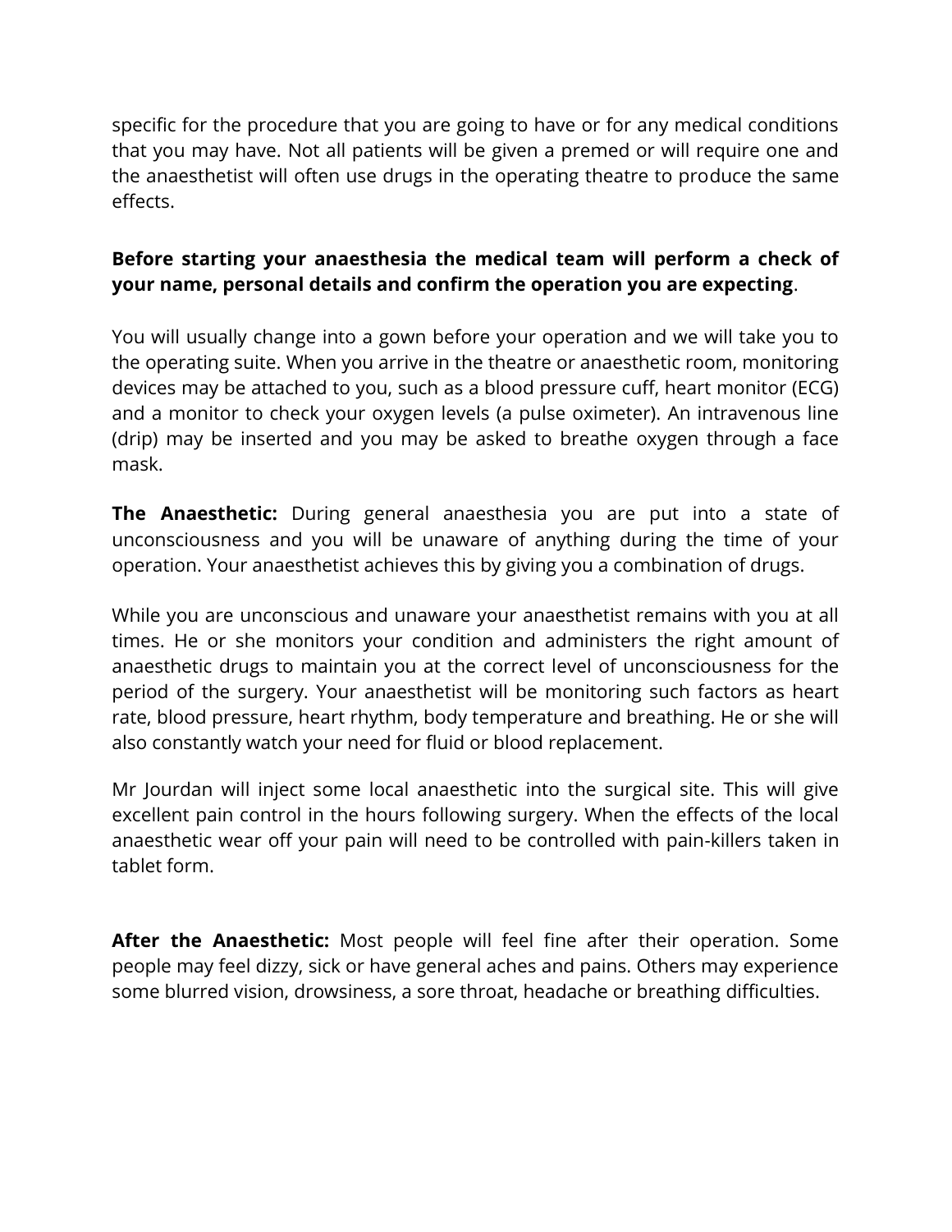specific for the procedure that you are going to have or for any medical conditions that you may have. Not all patients will be given a premed or will require one and the anaesthetist will often use drugs in the operating theatre to produce the same effects.

**Before starting your anaesthesia the medical team will perform a check of your name, personal details and confirm the operation you are expecting**.

You will usually change into a gown before your operation and we will take you to the operating suite. When you arrive in the theatre or anaesthetic room, monitoring devices may be attached to you, such as a blood pressure cuff, heart monitor (ECG) and a monitor to check your oxygen levels (a pulse oximeter). An intravenous line (drip) may be inserted and you may be asked to breathe oxygen through a face mask.

**The Anaesthetic:** During general anaesthesia you are put into a state of unconsciousness and you will be unaware of anything during the time of your operation. Your anaesthetist achieves this by giving you a combination of drugs.

While you are unconscious and unaware your anaesthetist remains with you at all times. He or she monitors your condition and administers the right amount of anaesthetic drugs to maintain you at the correct level of unconsciousness for the period of the surgery. Your anaesthetist will be monitoring such factors as heart rate, blood pressure, heart rhythm, body temperature and breathing. He or she will also constantly watch your need for fluid or blood replacement.

Mr Jourdan will inject some local anaesthetic into the surgical site. This will give excellent pain control in the hours following surgery. When the effects of the local anaesthetic wear off your pain will need to be controlled with pain-killers taken in tablet form.

**After the Anaesthetic:** Most people will feel fine after their operation. Some people may feel dizzy, sick or have general aches and pains. Others may experience some blurred vision, drowsiness, a sore throat, headache or breathing difficulties.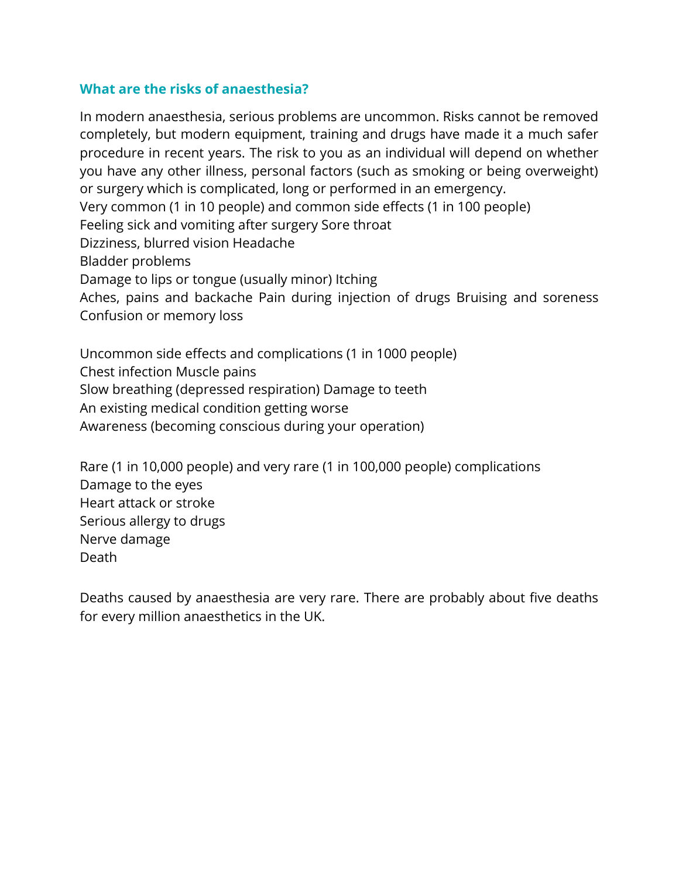## What are the risks of anaesthesia?

In modern anaesthesia, serious problems are uncommon. Risks cannot be removed completely, but modern equipment, training and drugs have made it a much safer procedure in recent years. The risk to you as an individual will depend on whether you have any other illness, personal factors (such as smoking or being overweight) or surgery which is complicated, long or performed in an emergency.

Very common (1 in 10 people) and common side effects (1 in 100 people)
Feeling sick and vomiting after surgery Sore throat
Dizziness, blurred vision Headache
Bladder problems
Damage to lips or tongue (usually minor) Itching
Aches, pains and backache Pain during injection of drugs Bruising and soreness
Confusion or memory loss

Uncommon side effects and complications (1 in 1000 people)
Chest infection Muscle pains
Slow breathing (depressed respiration) Damage to teeth
An existing medical condition getting worse
Awareness (becoming conscious during your operation)

Rare (1 in 10,000 people) and very rare (1 in 100,000 people) complications
Damage to the eyes
Heart attack or stroke
Serious allergy to drugs
Nerve damage
Death

Deaths caused by anaesthesia are very rare. There are probably about five deaths for every million anaesthetics in the UK.